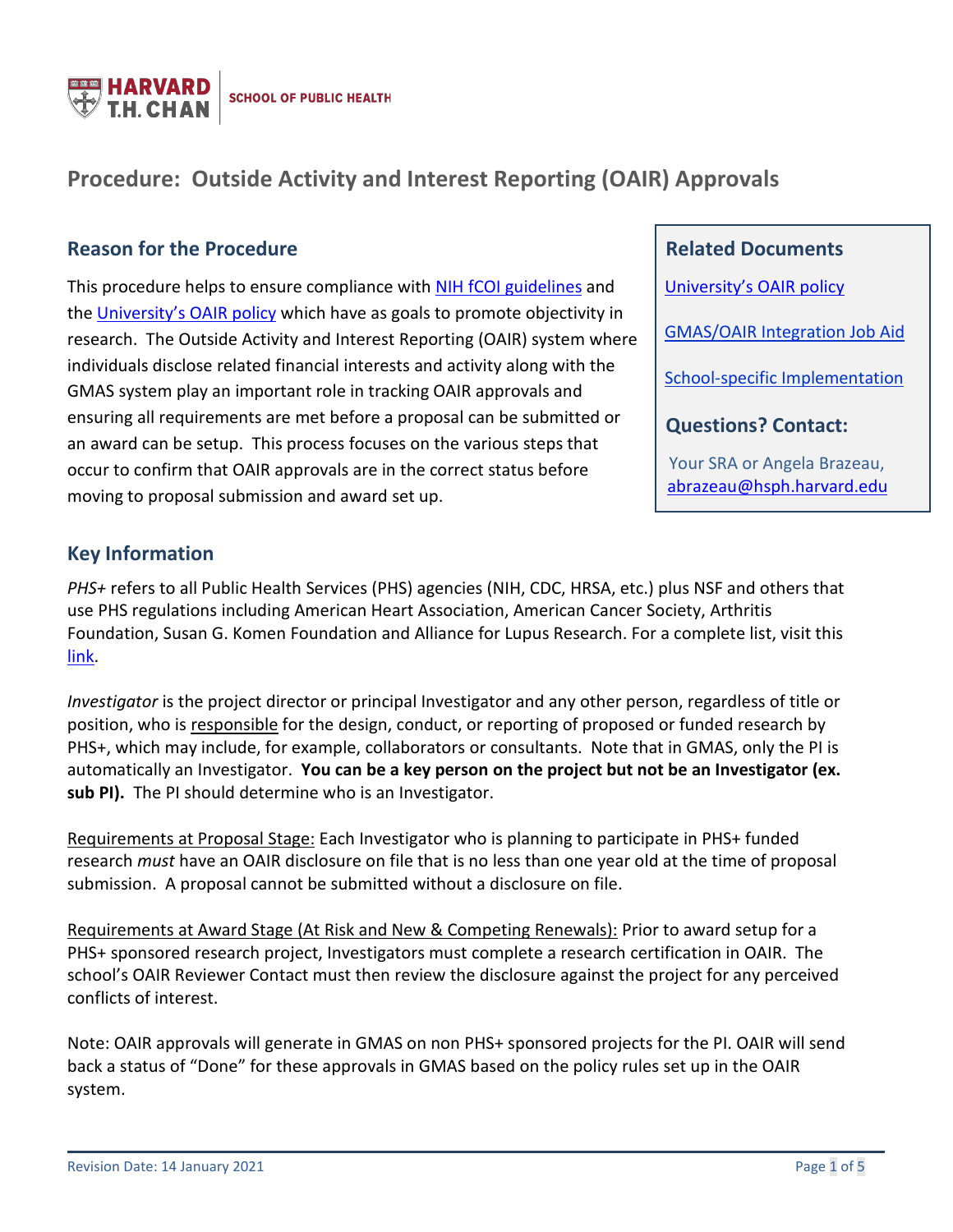HARVARD T.H. CHAN SCHOOL OF PUBLIC HEALTH

# Procedure: Outside Activity and Interest Reporting (OAIR) Approvals

## Reason for the Procedure

This procedure helps to ensure compliance with NIH fCOI guidelines and the University's OAIR policy which have as goals to promote objectivity in research. The Outside Activity and Interest Reporting (OAIR) system where individuals disclose related financial interests and activity along with the GMAS system play an important role in tracking OAIR approvals and ensuring all requirements are met before a proposal can be submitted or an award can be setup. This process focuses on the various steps that occur to confirm that OAIR approvals are in the correct status before moving to proposal submission and award set up.

## Related Documents

University's OAIR policy

GMAS/OAIR Integration Job Aid

School-specific Implementation

## Questions? Contact:

Your SRA or Angela Brazeau, abrazeau@hsph.harvard.edu

## Key Information

*PHS+* refers to all Public Health Services (PHS) agencies (NIH, CDC, HRSA, etc.) plus NSF and others that use PHS regulations including American Heart Association, American Cancer Society, Arthritis Foundation, Susan G. Komen Foundation and Alliance for Lupus Research. For a complete list, visit this link.

*Investigator* is the project director or principal Investigator and any other person, regardless of title or position, who is responsible for the design, conduct, or reporting of proposed or funded research by PHS+, which may include, for example, collaborators or consultants. Note that in GMAS, only the PI is automatically an Investigator. **You can be a key person on the project but not be an Investigator (ex. sub PI).** The PI should determine who is an Investigator.

Requirements at Proposal Stage: Each Investigator who is planning to participate in PHS+ funded research *must* have an OAIR disclosure on file that is no less than one year old at the time of proposal submission. A proposal cannot be submitted without a disclosure on file.

Requirements at Award Stage (At Risk and New & Competing Renewals): Prior to award setup for a PHS+ sponsored research project, Investigators must complete a research certification in OAIR. The school's OAIR Reviewer Contact must then review the disclosure against the project for any perceived conflicts of interest.

Note: OAIR approvals will generate in GMAS on non PHS+ sponsored projects for the PI. OAIR will send back a status of "Done" for these approvals in GMAS based on the policy rules set up in the OAIR system.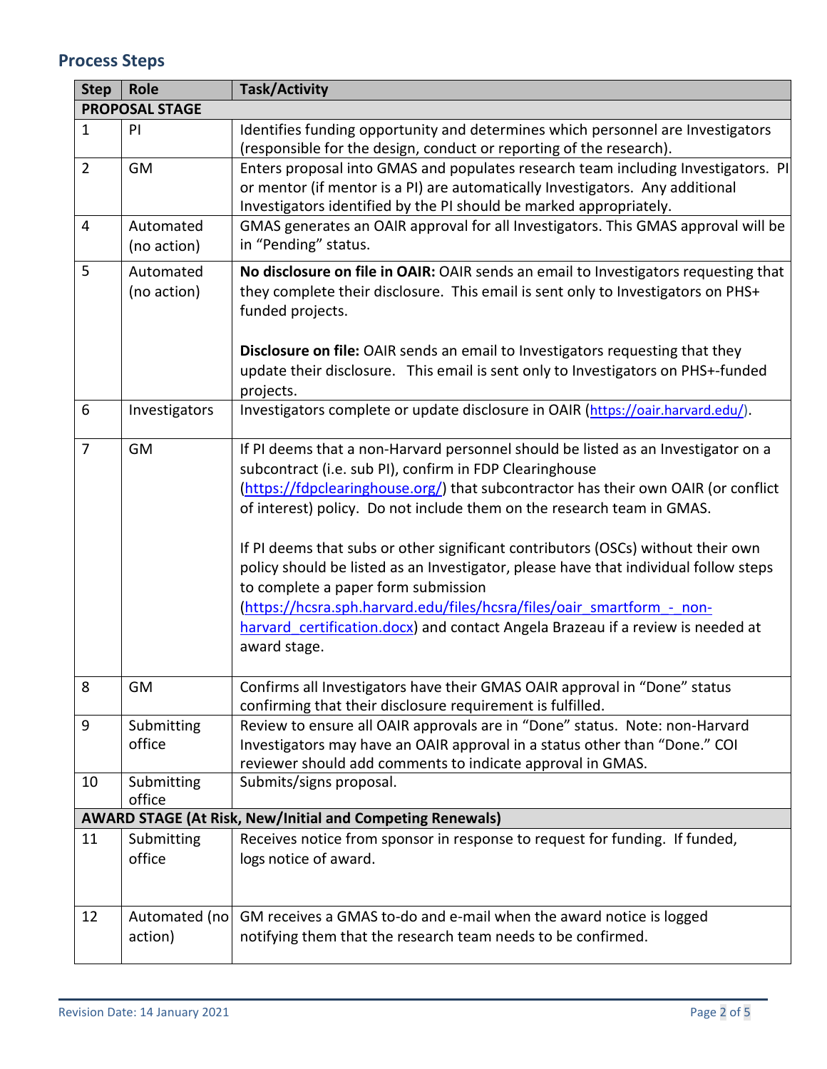## Process Steps

| Step | Role | Task/Activity |
|---|---|---|
| **PROPOSAL STAGE** | | |
| 1 | PI | Identifies funding opportunity and determines which personnel are Investigators (responsible for the design, conduct or reporting of the research). |
| 2 | GM | Enters proposal into GMAS and populates research team including Investigators. PI or mentor (if mentor is a PI) are automatically Investigators. Any additional Investigators identified by the PI should be marked appropriately. |
| 4 | Automated (no action) | GMAS generates an OAIR approval for all Investigators. This GMAS approval will be in "Pending" status. |
| 5 | Automated (no action) | **No disclosure on file in OAIR:** OAIR sends an email to Investigators requesting that they complete their disclosure. This email is sent only to Investigators on PHS+ funded projects.<br><br>**Disclosure on file:** OAIR sends an email to Investigators requesting that they update their disclosure. This email is sent only to Investigators on PHS+-funded projects. |
| 6 | Investigators | Investigators complete or update disclosure in OAIR (https://oair.harvard.edu/). |
| 7 | GM | If PI deems that a non-Harvard personnel should be listed as an Investigator on a subcontract (i.e. sub PI), confirm in FDP Clearinghouse (https://fdpclearinghouse.org/) that subcontractor has their own OAIR (or conflict of interest) policy. Do not include them on the research team in GMAS.<br><br>If PI deems that subs or other significant contributors (OSCs) without their own policy should be listed as an Investigator, please have that individual follow steps to complete a paper form submission (https://hcsra.sph.harvard.edu/files/hcsra/files/oair_smartform_-_non-harvard_certification.docx) and contact Angela Brazeau if a review is needed at award stage. |
| 8 | GM | Confirms all Investigators have their GMAS OAIR approval in "Done" status confirming that their disclosure requirement is fulfilled. |
| 9 | Submitting office | Review to ensure all OAIR approvals are in "Done" status. Note: non-Harvard Investigators may have an OAIR approval in a status other than "Done." COI reviewer should add comments to indicate approval in GMAS. |
| 10 | Submitting office | Submits/signs proposal. |
| **AWARD STAGE (At Risk, New/Initial and Competing Renewals)** | | |
| 11 | Submitting office | Receives notice from sponsor in response to request for funding. If funded, logs notice of award. |
| 12 | Automated (no action) | GM receives a GMAS to-do and e-mail when the award notice is logged notifying them that the research team needs to be confirmed. |

Revision Date: 14 January 2021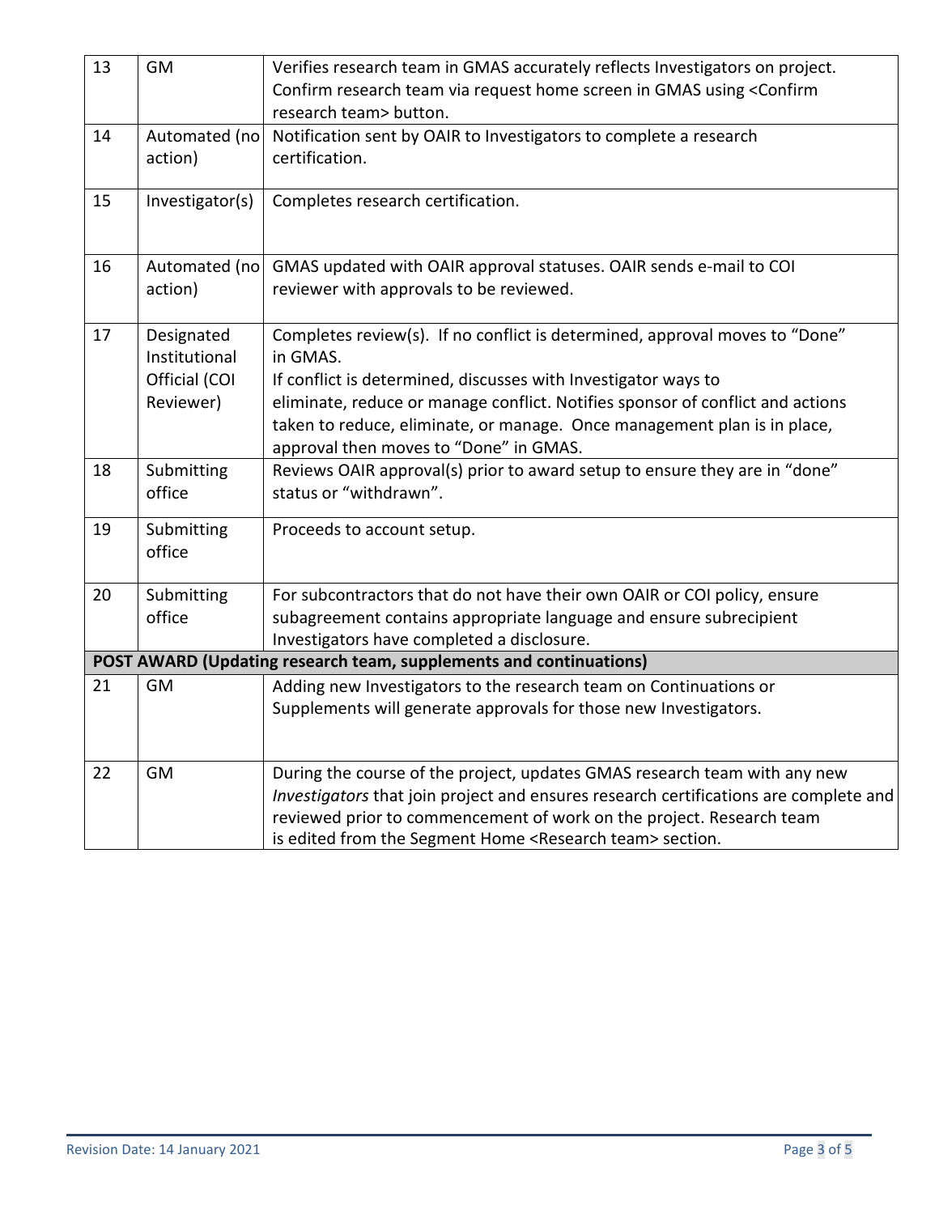| | | |
|---|---|---|
| 13 | GM | Verifies research team in GMAS accurately reflects Investigators on project. Confirm research team via request home screen in GMAS using <Confirm research team> button. |
| 14 | Automated (no action) | Notification sent by OAIR to Investigators to complete a research certification. |
| 15 | Investigator(s) | Completes research certification. |
| 16 | Automated (no action) | GMAS updated with OAIR approval statuses. OAIR sends e-mail to COI reviewer with approvals to be reviewed. |
| 17 | Designated Institutional Official (COI Reviewer) | Completes review(s). If no conflict is determined, approval moves to "Done" in GMAS.<br>If conflict is determined, discusses with Investigator ways to eliminate, reduce or manage conflict. Notifies sponsor of conflict and actions taken to reduce, eliminate, or manage. Once management plan is in place, approval then moves to "Done" in GMAS. |
| 18 | Submitting office | Reviews OAIR approval(s) prior to award setup to ensure they are in "done" status or "withdrawn". |
| 19 | Submitting office | Proceeds to account setup. |
| 20 | Submitting office | For subcontractors that do not have their own OAIR or COI policy, ensure subagreement contains appropriate language and ensure subrecipient Investigators have completed a disclosure. |
| **POST AWARD (Updating research team, supplements and continuations)** | | |
| 21 | GM | Adding new Investigators to the research team on Continuations or Supplements will generate approvals for those new Investigators. |
| 22 | GM | During the course of the project, updates GMAS research team with any new *Investigators* that join project and ensures research certifications are complete and reviewed prior to commencement of work on the project. Research team is edited from the Segment Home <Research team> section. |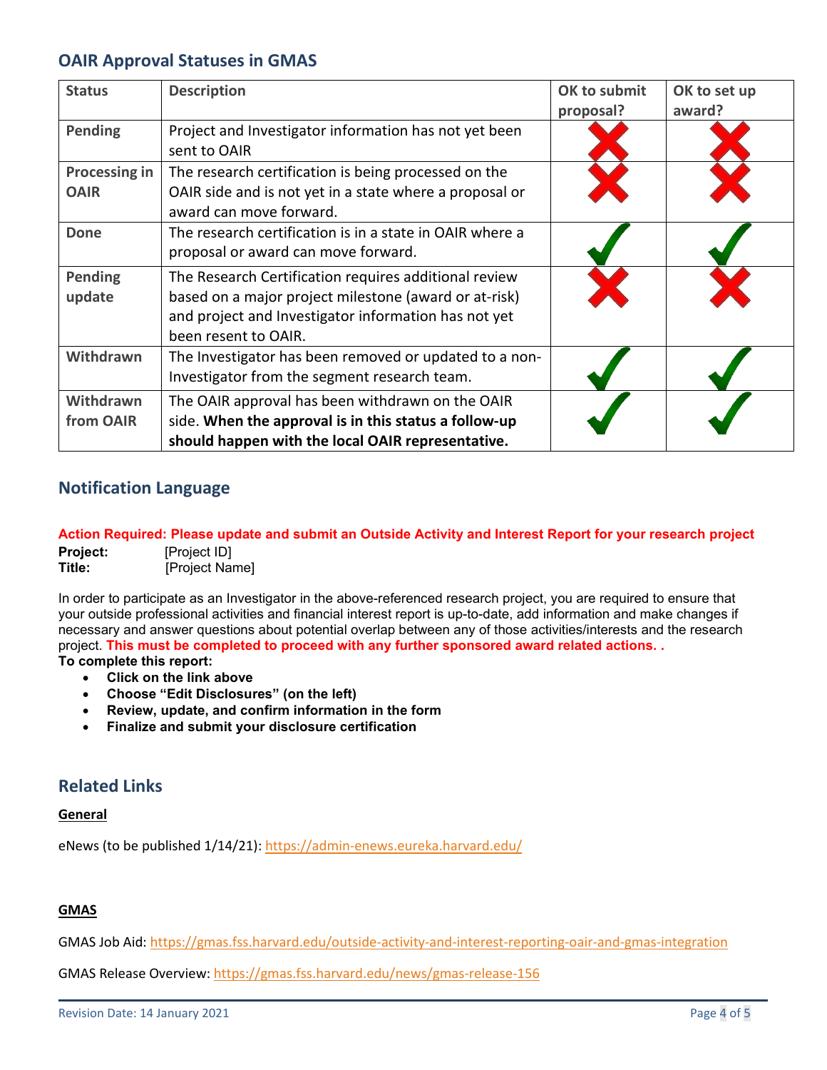## OAIR Approval Statuses in GMAS

| Status | Description | OK to submit proposal? | OK to set up award? |
|---|---|---|---|
| **Pending** | Project and Investigator information has not yet been sent to OAIR | ✗ | ✗ |
| **Processing in OAIR** | The research certification is being processed on the OAIR side and is not yet in a state where a proposal or award can move forward. | ✗ | ✗ |
| **Done** | The research certification is in a state in OAIR where a proposal or award can move forward. | ✓ | ✓ |
| **Pending update** | The Research Certification requires additional review based on a major project milestone (award or at-risk) and project and Investigator information has not yet been resent to OAIR. | ✗ | ✗ |
| **Withdrawn** | The Investigator has been removed or updated to a non-Investigator from the segment research team. | ✓ | ✓ |
| **Withdrawn from OAIR** | The OAIR approval has been withdrawn on the OAIR side. **When the approval is in this status a follow-up should happen with the local OAIR representative.** | ✓ | ✓ |

## Notification Language

**Action Required: Please update and submit an Outside Activity and Interest Report for your research project**

**Project:** [Project ID]
**Title:** [Project Name]

In order to participate as an Investigator in the above-referenced research project, you are required to ensure that your outside professional activities and financial interest report is up-to-date, add information and make changes if necessary and answer questions about potential overlap between any of those activities/interests and the research project. **This must be completed to proceed with any further sponsored award related actions. .**

**To complete this report:**

- **Click on the link above**
- **Choose "Edit Disclosures" (on the left)**
- **Review, update, and confirm information in the form**
- **Finalize and submit your disclosure certification**

## Related Links

### General

eNews (to be published 1/14/21): https://admin-enews.eureka.harvard.edu/

### GMAS

GMAS Job Aid: https://gmas.fss.harvard.edu/outside-activity-and-interest-reporting-oair-and-gmas-integration

GMAS Release Overview: https://gmas.fss.harvard.edu/news/gmas-release-156

Revision Date: 14 January 2021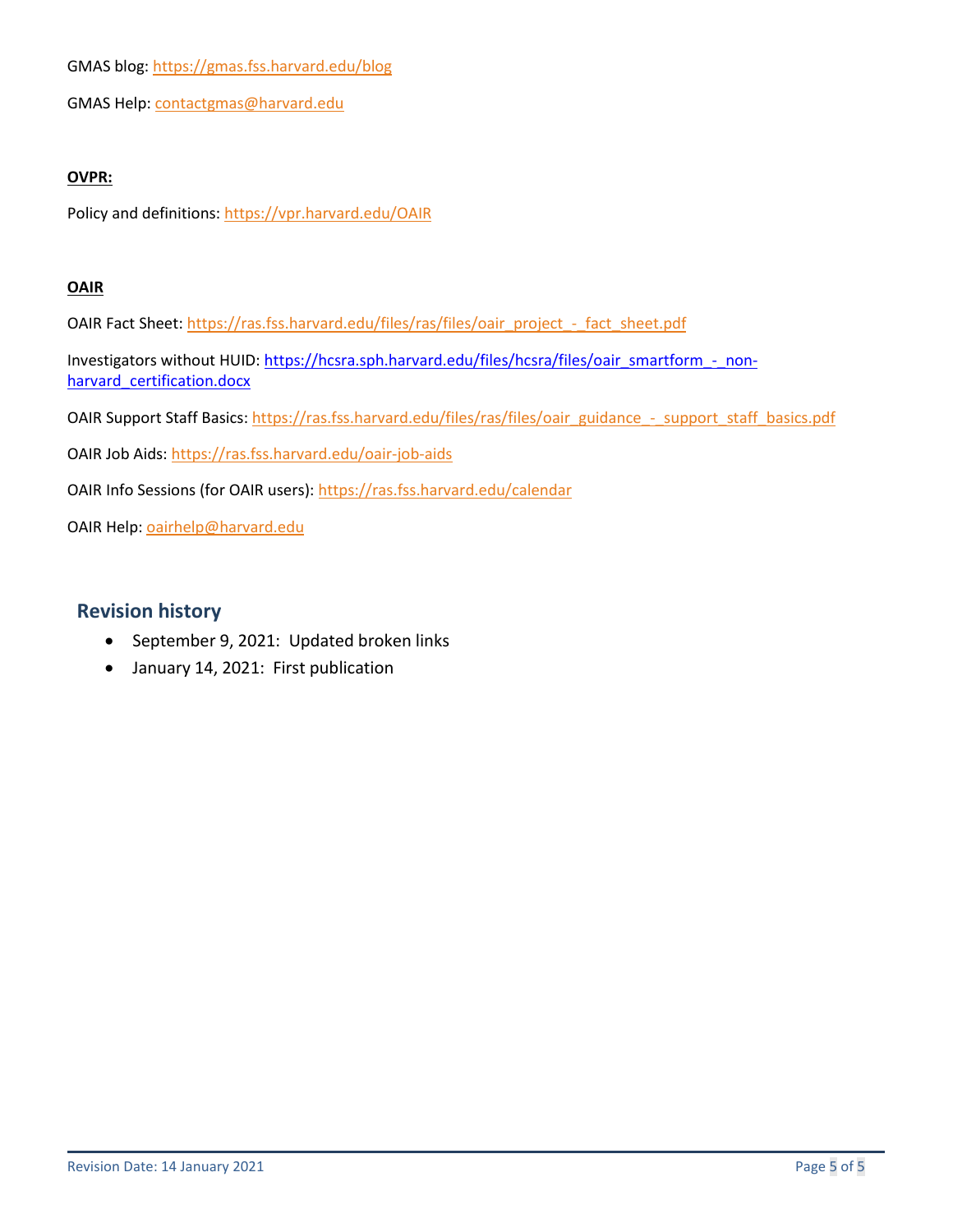GMAS blog: https://gmas.fss.harvard.edu/blog

GMAS Help: contactgmas@harvard.edu

**OVPR:**

Policy and definitions: https://vpr.harvard.edu/OAIR

**OAIR**

OAIR Fact Sheet: https://ras.fss.harvard.edu/files/ras/files/oair_project_-_fact_sheet.pdf

Investigators without HUID: https://hcsra.sph.harvard.edu/files/hcsra/files/oair_smartform_-_non-harvard_certification.docx

OAIR Support Staff Basics: https://ras.fss.harvard.edu/files/ras/files/oair_guidance_-_support_staff_basics.pdf

OAIR Job Aids: https://ras.fss.harvard.edu/oair-job-aids

OAIR Info Sessions (for OAIR users): https://ras.fss.harvard.edu/calendar

OAIR Help: oairhelp@harvard.edu

## Revision history

- September 9, 2021: Updated broken links
- January 14, 2021: First publication